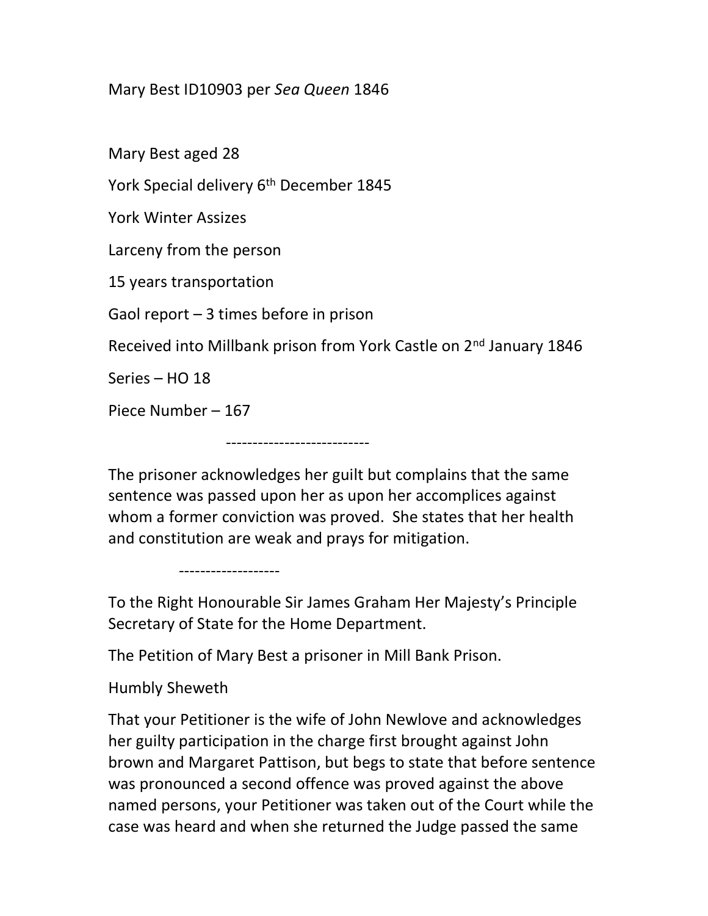Mary Best ID10903 per *Sea Queen* 1846

Mary Best aged 28

York Special delivery 6th December 1845

York Winter Assizes

Larceny from the person

15 years transportation

Gaol report – 3 times before in prison

Received into Millbank prison from York Castle on 2nd January 1846

Series – HO 18

Piece Number – 167

---------------------------

The prisoner acknowledges her guilt but complains that the same sentence was passed upon her as upon her accomplices against whom a former conviction was proved. She states that her health and constitution are weak and prays for mitigation.

-------------------

To the Right Honourable Sir James Graham Her Majesty's Principle Secretary of State for the Home Department.

The Petition of Mary Best a prisoner in Mill Bank Prison.

Humbly Sheweth

That your Petitioner is the wife of John Newlove and acknowledges her guilty participation in the charge first brought against John brown and Margaret Pattison, but begs to state that before sentence was pronounced a second offence was proved against the above named persons, your Petitioner was taken out of the Court while the case was heard and when she returned the Judge passed the same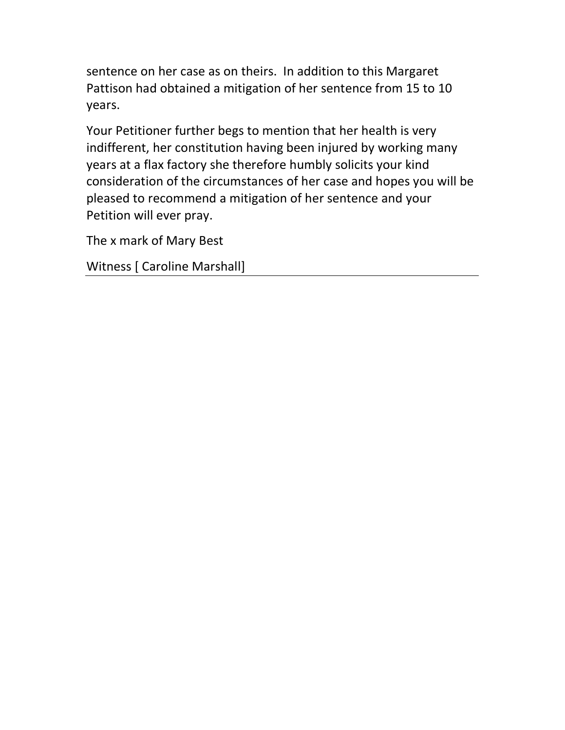sentence on her case as on theirs.  In addition to this Margaret Pattison had obtained a mitigation of her sentence from 15 to 10 years.

Your Petitioner further begs to mention that her health is very indifferent, her constitution having been injured by working many years at a flax factory she therefore humbly solicits your kind consideration of the circumstances of her case and hopes you will be pleased to recommend a mitigation of her sentence and your Petition will ever pray.

The x mark of Mary Best

Witness [ Caroline Marshall]

---